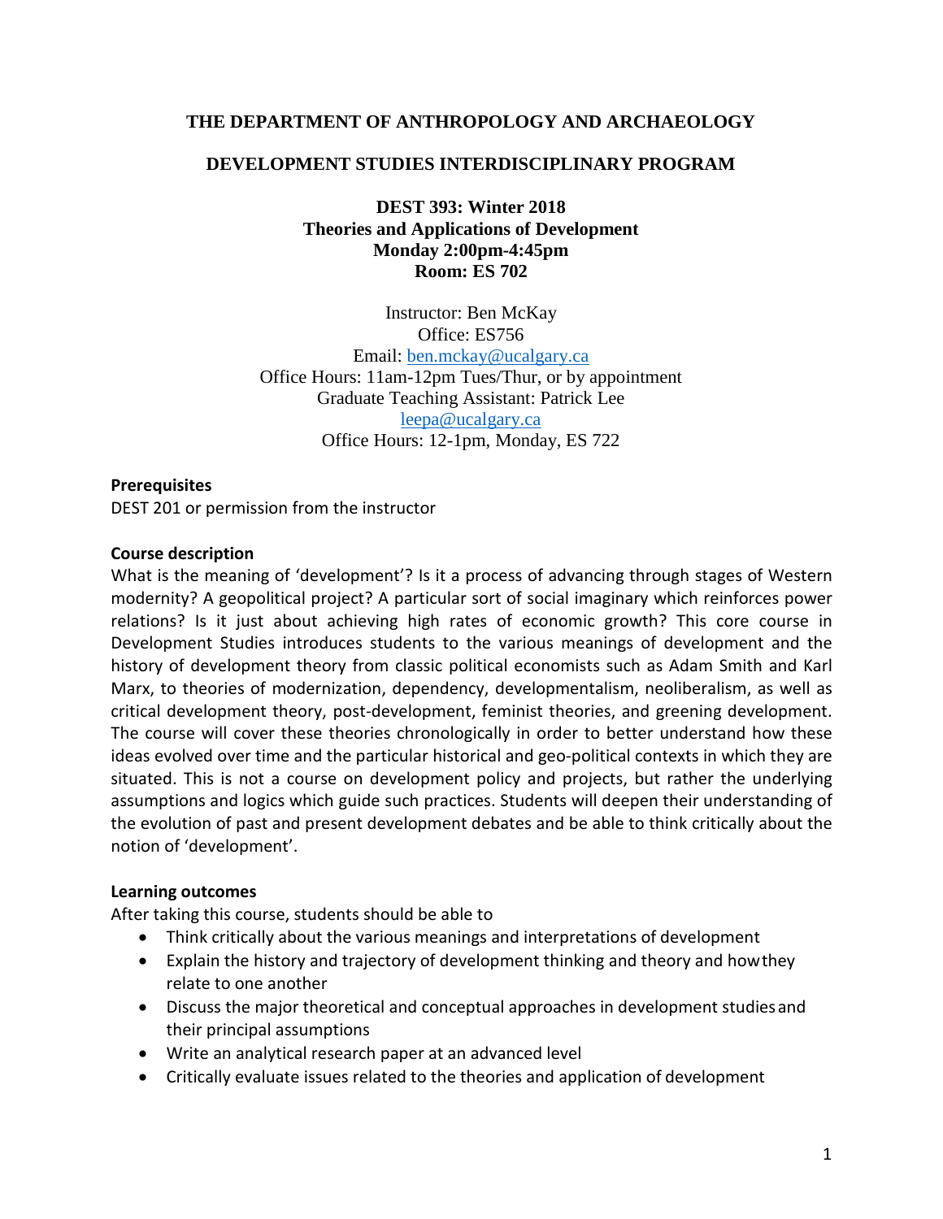**THE DEPARTMENT OF ANTHROPOLOGY AND ARCHAEOLOGY**

**DEVELOPMENT STUDIES INTERDISCIPLINARY PROGRAM**

**DEST 393: Winter 2018**
**Theories and Applications of Development**
**Monday 2:00pm-4:45pm**
**Room: ES 702**

Instructor: Ben McKay
Office: ES756
Email: ben.mckay@ucalgary.ca
Office Hours: 11am-12pm Tues/Thur, or by appointment
Graduate Teaching Assistant: Patrick Lee
leepa@ucalgary.ca
Office Hours: 12-1pm, Monday, ES 722

### Prerequisites

DEST 201 or permission from the instructor

### Course description

What is the meaning of 'development'? Is it a process of advancing through stages of Western modernity? A geopolitical project? A particular sort of social imaginary which reinforces power relations? Is it just about achieving high rates of economic growth? This core course in Development Studies introduces students to the various meanings of development and the history of development theory from classic political economists such as Adam Smith and Karl Marx, to theories of modernization, dependency, developmentalism, neoliberalism, as well as critical development theory, post-development, feminist theories, and greening development. The course will cover these theories chronologically in order to better understand how these ideas evolved over time and the particular historical and geo-political contexts in which they are situated. This is not a course on development policy and projects, but rather the underlying assumptions and logics which guide such practices. Students will deepen their understanding of the evolution of past and present development debates and be able to think critically about the notion of 'development'.

### Learning outcomes

After taking this course, students should be able to

- Think critically about the various meanings and interpretations of development
- Explain the history and trajectory of development thinking and theory and how they relate to one another
- Discuss the major theoretical and conceptual approaches in development studies and their principal assumptions
- Write an analytical research paper at an advanced level
- Critically evaluate issues related to the theories and application of development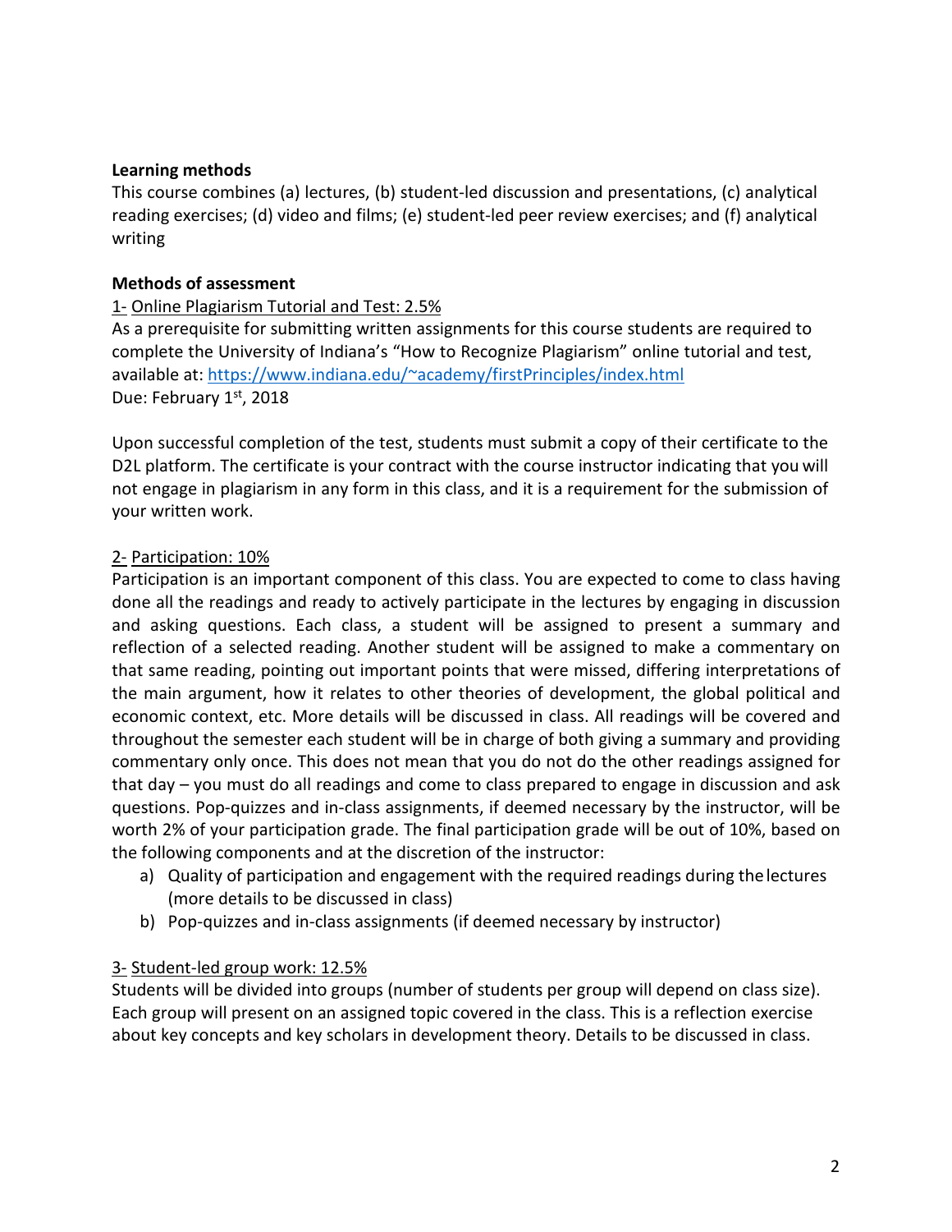**Learning methods**

This course combines (a) lectures, (b) student-led discussion and presentations, (c) analytical reading exercises; (d) video and films; (e) student-led peer review exercises; and (f) analytical writing

**Methods of assessment**

1- Online Plagiarism Tutorial and Test: 2.5%

As a prerequisite for submitting written assignments for this course students are required to complete the University of Indiana's "How to Recognize Plagiarism" online tutorial and test, available at: https://www.indiana.edu/~academy/firstPrinciples/index.html

Due: February 1st, 2018

Upon successful completion of the test, students must submit a copy of their certificate to the D2L platform. The certificate is your contract with the course instructor indicating that you will not engage in plagiarism in any form in this class, and it is a requirement for the submission of your written work.

2- Participation: 10%

Participation is an important component of this class. You are expected to come to class having done all the readings and ready to actively participate in the lectures by engaging in discussion and asking questions. Each class, a student will be assigned to present a summary and reflection of a selected reading. Another student will be assigned to make a commentary on that same reading, pointing out important points that were missed, differing interpretations of the main argument, how it relates to other theories of development, the global political and economic context, etc. More details will be discussed in class. All readings will be covered and throughout the semester each student will be in charge of both giving a summary and providing commentary only once. This does not mean that you do not do the other readings assigned for that day – you must do all readings and come to class prepared to engage in discussion and ask questions. Pop-quizzes and in-class assignments, if deemed necessary by the instructor, will be worth 2% of your participation grade. The final participation grade will be out of 10%, based on the following components and at the discretion of the instructor:

a) Quality of participation and engagement with the required readings during the lectures (more details to be discussed in class)
b) Pop-quizzes and in-class assignments (if deemed necessary by instructor)

3- Student-led group work: 12.5%

Students will be divided into groups (number of students per group will depend on class size). Each group will present on an assigned topic covered in the class. This is a reflection exercise about key concepts and key scholars in development theory. Details to be discussed in class.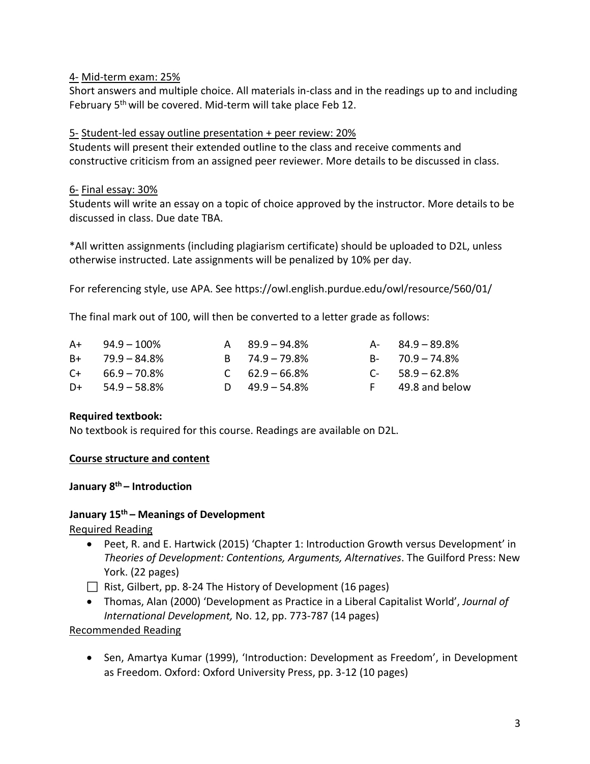4- <u>Mid-term exam: 25%</u>

Short answers and multiple choice. All materials in-class and in the readings up to and including February 5th will be covered. Mid-term will take place Feb 12.

5- <u>Student-led essay outline presentation + peer review: 20%</u>

Students will present their extended outline to the class and receive comments and constructive criticism from an assigned peer reviewer. More details to be discussed in class.

6- <u>Final essay: 30%</u>

Students will write an essay on a topic of choice approved by the instructor. More details to be discussed in class. Due date TBA.

*All written assignments (including plagiarism certificate) should be uploaded to D2L, unless otherwise instructed. Late assignments will be penalized by 10% per day.

For referencing style, use APA. See https://owl.english.purdue.edu/owl/resource/560/01/

The final mark out of 100, will then be converted to a letter grade as follows:

| | | | | | |
|---|---|---|---|---|---|
| A+ | 94.9 – 100% | A | 89.9 – 94.8% | A- | 84.9 – 89.8% |
| B+ | 79.9 – 84.8% | B | 74.9 – 79.8% | B- | 70.9 – 74.8% |
| C+ | 66.9 – 70.8% | C | 62.9 – 66.8% | C- | 58.9 – 62.8% |
| D+ | 54.9 – 58.8% | D | 49.9 – 54.8% | F | 49.8 and below |

**Required textbook:**

No textbook is required for this course. Readings are available on D2L.

## Course structure and content

**January 8th – Introduction**

**January 15th – Meanings of Development**

Required Reading

- Peet, R. and E. Hartwick (2015) 'Chapter 1: Introduction Growth versus Development' in *Theories of Development: Contentions, Arguments, Alternatives*. The Guilford Press: New York. (22 pages)
- Rist, Gilbert, pp. 8-24 The History of Development (16 pages)
- Thomas, Alan (2000) 'Development as Practice in a Liberal Capitalist World', *Journal of International Development,* No. 12, pp. 773-787 (14 pages)

Recommended Reading

- Sen, Amartya Kumar (1999), 'Introduction: Development as Freedom', in Development as Freedom. Oxford: Oxford University Press, pp. 3-12 (10 pages)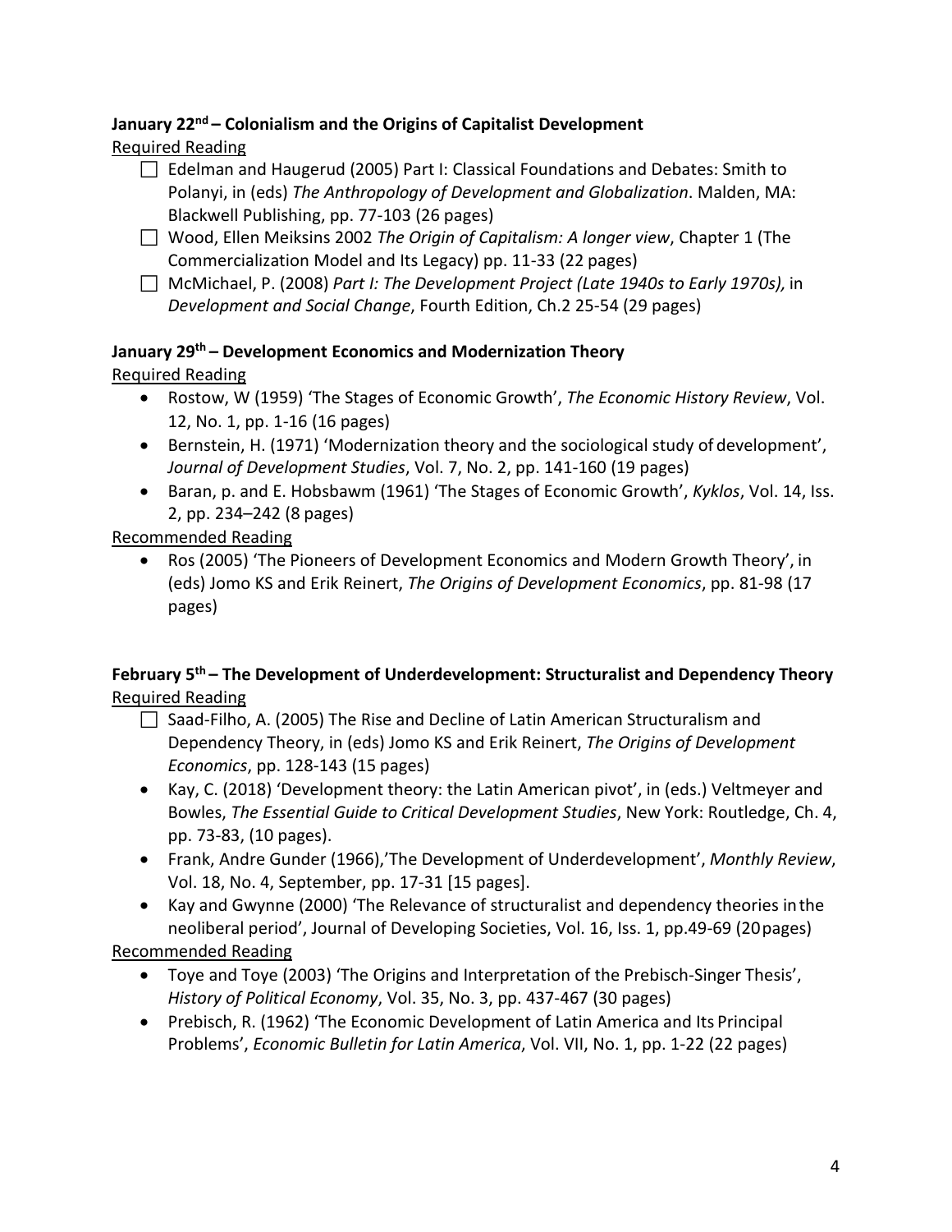**January 22nd – Colonialism and the Origins of Capitalist Development**

Required Reading

- ☐ Edelman and Haugerud (2005) Part I: Classical Foundations and Debates: Smith to Polanyi, in (eds) *The Anthropology of Development and Globalization*. Malden, MA: Blackwell Publishing, pp. 77-103 (26 pages)
- ☐ Wood, Ellen Meiksins 2002 *The Origin of Capitalism: A longer view*, Chapter 1 (The Commercialization Model and Its Legacy) pp. 11-33 (22 pages)
- ☐ McMichael, P. (2008) *Part I: The Development Project (Late 1940s to Early 1970s),* in *Development and Social Change*, Fourth Edition, Ch.2 25-54 (29 pages)

**January 29th – Development Economics and Modernization Theory**

Required Reading

- Rostow, W (1959) 'The Stages of Economic Growth', *The Economic History Review*, Vol. 12, No. 1, pp. 1-16 (16 pages)
- Bernstein, H. (1971) 'Modernization theory and the sociological study of development', *Journal of Development Studies*, Vol. 7, No. 2, pp. 141-160 (19 pages)
- Baran, p. and E. Hobsbawm (1961) 'The Stages of Economic Growth', *Kyklos*, Vol. 14, Iss. 2, pp. 234–242 (8 pages)

Recommended Reading

- Ros (2005) 'The Pioneers of Development Economics and Modern Growth Theory', in (eds) Jomo KS and Erik Reinert, *The Origins of Development Economics*, pp. 81-98 (17 pages)

**February 5th – The Development of Underdevelopment: Structuralist and Dependency Theory**

Required Reading

- ☐ Saad-Filho, A. (2005) The Rise and Decline of Latin American Structuralism and Dependency Theory, in (eds) Jomo KS and Erik Reinert, *The Origins of Development Economics*, pp. 128-143 (15 pages)
- Kay, C. (2018) 'Development theory: the Latin American pivot', in (eds.) Veltmeyer and Bowles, *The Essential Guide to Critical Development Studies*, New York: Routledge, Ch. 4, pp. 73-83, (10 pages).
- Frank, Andre Gunder (1966),'The Development of Underdevelopment', *Monthly Review*, Vol. 18, No. 4, September, pp. 17-31 [15 pages].
- Kay and Gwynne (2000) 'The Relevance of structuralist and dependency theories in the neoliberal period', Journal of Developing Societies, Vol. 16, Iss. 1, pp.49-69 (20 pages)

Recommended Reading

- Toye and Toye (2003) 'The Origins and Interpretation of the Prebisch-Singer Thesis', *History of Political Economy*, Vol. 35, No. 3, pp. 437-467 (30 pages)
- Prebisch, R. (1962) 'The Economic Development of Latin America and Its Principal Problems', *Economic Bulletin for Latin America*, Vol. VII, No. 1, pp. 1-22 (22 pages)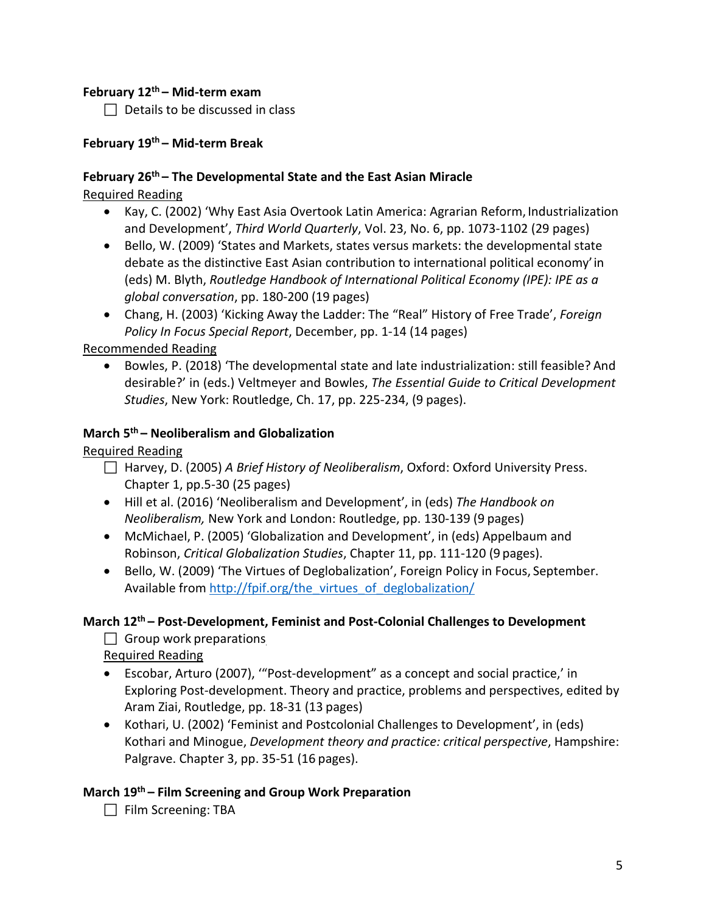**February 12th – Mid-term exam**

- [ ] Details to be discussed in class

**February 19th – Mid-term Break**

**February 26th – The Developmental State and the East Asian Miracle**

Required Reading

- Kay, C. (2002) 'Why East Asia Overtook Latin America: Agrarian Reform, Industrialization and Development', *Third World Quarterly*, Vol. 23, No. 6, pp. 1073-1102 (29 pages)
- Bello, W. (2009) 'States and Markets, states versus markets: the developmental state debate as the distinctive East Asian contribution to international political economy' in (eds) M. Blyth, *Routledge Handbook of International Political Economy (IPE): IPE as a global conversation*, pp. 180-200 (19 pages)
- Chang, H. (2003) 'Kicking Away the Ladder: The "Real" History of Free Trade', *Foreign Policy In Focus Special Report*, December, pp. 1-14 (14 pages)

Recommended Reading

- Bowles, P. (2018) 'The developmental state and late industrialization: still feasible? And desirable?' in (eds.) Veltmeyer and Bowles, *The Essential Guide to Critical Development Studies*, New York: Routledge, Ch. 17, pp. 225-234, (9 pages).

**March 5th – Neoliberalism and Globalization**

Required Reading

- [ ] Harvey, D. (2005) *A Brief History of Neoliberalism*, Oxford: Oxford University Press. Chapter 1, pp.5-30 (25 pages)
- Hill et al. (2016) 'Neoliberalism and Development', in (eds) *The Handbook on Neoliberalism,* New York and London: Routledge, pp. 130-139 (9 pages)
- McMichael, P. (2005) 'Globalization and Development', in (eds) Appelbaum and Robinson, *Critical Globalization Studies*, Chapter 11, pp. 111-120 (9 pages).
- Bello, W. (2009) 'The Virtues of Deglobalization', Foreign Policy in Focus, September. Available from http://fpif.org/the_virtues_of_deglobalization/

**March 12th – Post-Development, Feminist and Post-Colonial Challenges to Development**

- [ ] Group work preparations

Required Reading

- Escobar, Arturo (2007), '"Post-development" as a concept and social practice,' in Exploring Post-development. Theory and practice, problems and perspectives, edited by Aram Ziai, Routledge, pp. 18-31 (13 pages)
- Kothari, U. (2002) 'Feminist and Postcolonial Challenges to Development', in (eds) Kothari and Minogue, *Development theory and practice: critical perspective*, Hampshire: Palgrave. Chapter 3, pp. 35-51 (16 pages).

**March 19th – Film Screening and Group Work Preparation**

- [ ] Film Screening: TBA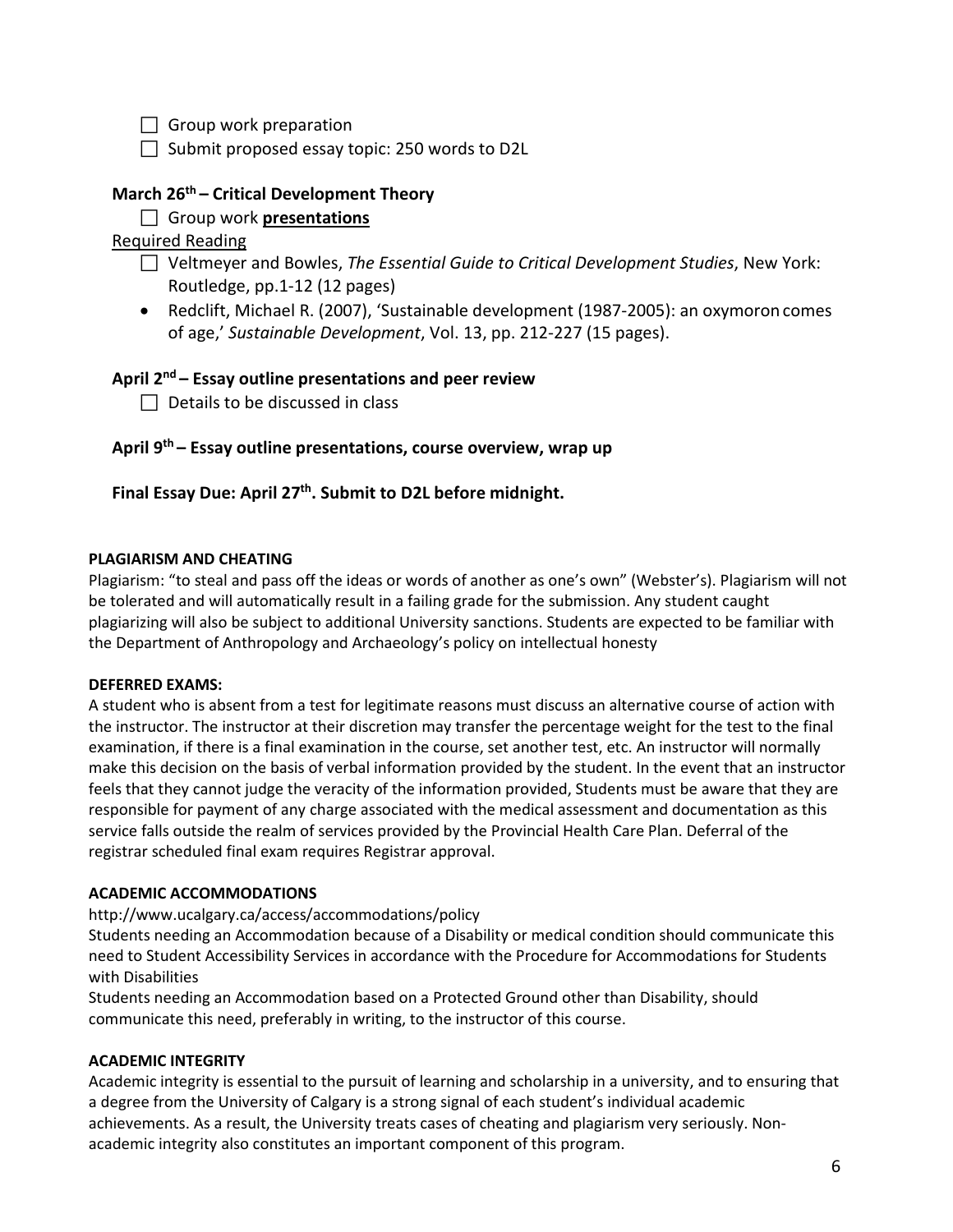- ☐ Group work preparation
- ☐ Submit proposed essay topic: 250 words to D2L

### March 26th – Critical Development Theory

- ☐ Group work **presentations**

Required Reading

- ☐ Veltmeyer and Bowles, *The Essential Guide to Critical Development Studies*, New York: Routledge, pp.1-12 (12 pages)
- Redclift, Michael R. (2007), 'Sustainable development (1987-2005): an oxymoron comes of age,' *Sustainable Development*, Vol. 13, pp. 212-227 (15 pages).

### April 2nd – Essay outline presentations and peer review

- ☐ Details to be discussed in class

### April 9th – Essay outline presentations, course overview, wrap up

### Final Essay Due: April 27th. Submit to D2L before midnight.

**PLAGIARISM AND CHEATING**

Plagiarism: "to steal and pass off the ideas or words of another as one's own" (Webster's). Plagiarism will not be tolerated and will automatically result in a failing grade for the submission. Any student caught plagiarizing will also be subject to additional University sanctions. Students are expected to be familiar with the Department of Anthropology and Archaeology's policy on intellectual honesty

**DEFERRED EXAMS:**

A student who is absent from a test for legitimate reasons must discuss an alternative course of action with the instructor. The instructor at their discretion may transfer the percentage weight for the test to the final examination, if there is a final examination in the course, set another test, etc. An instructor will normally make this decision on the basis of verbal information provided by the student. In the event that an instructor feels that they cannot judge the veracity of the information provided, Students must be aware that they are responsible for payment of any charge associated with the medical assessment and documentation as this service falls outside the realm of services provided by the Provincial Health Care Plan. Deferral of the registrar scheduled final exam requires Registrar approval.

**ACADEMIC ACCOMMODATIONS**

http://www.ucalgary.ca/access/accommodations/policy

Students needing an Accommodation because of a Disability or medical condition should communicate this need to Student Accessibility Services in accordance with the Procedure for Accommodations for Students with Disabilities

Students needing an Accommodation based on a Protected Ground other than Disability, should communicate this need, preferably in writing, to the instructor of this course.

**ACADEMIC INTEGRITY**

Academic integrity is essential to the pursuit of learning and scholarship in a university, and to ensuring that a degree from the University of Calgary is a strong signal of each student's individual academic achievements. As a result, the University treats cases of cheating and plagiarism very seriously. Non-academic integrity also constitutes an important component of this program.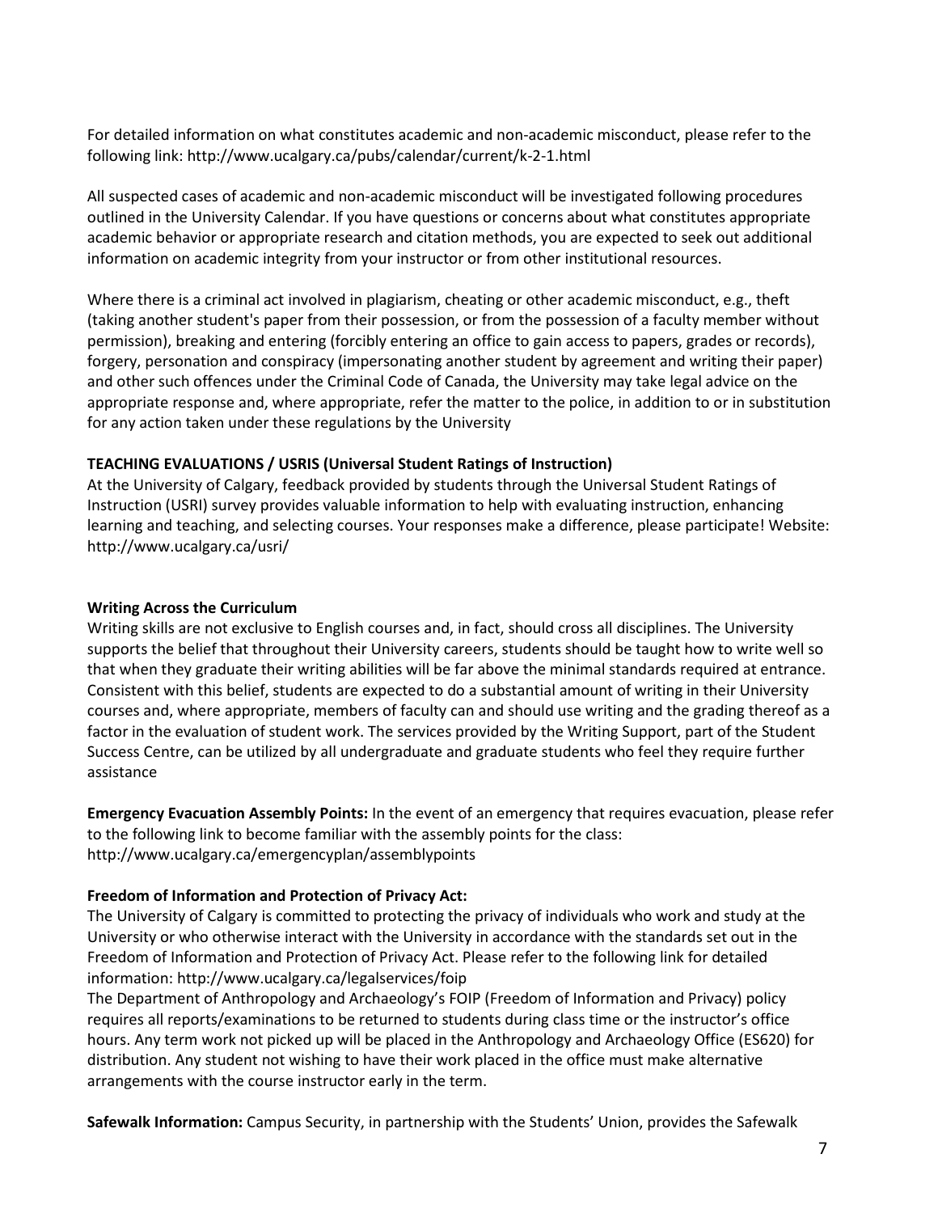For detailed information on what constitutes academic and non-academic misconduct, please refer to the following link: http://www.ucalgary.ca/pubs/calendar/current/k-2-1.html

All suspected cases of academic and non-academic misconduct will be investigated following procedures outlined in the University Calendar. If you have questions or concerns about what constitutes appropriate academic behavior or appropriate research and citation methods, you are expected to seek out additional information on academic integrity from your instructor or from other institutional resources.

Where there is a criminal act involved in plagiarism, cheating or other academic misconduct, e.g., theft (taking another student's paper from their possession, or from the possession of a faculty member without permission), breaking and entering (forcibly entering an office to gain access to papers, grades or records), forgery, personation and conspiracy (impersonating another student by agreement and writing their paper) and other such offences under the Criminal Code of Canada, the University may take legal advice on the appropriate response and, where appropriate, refer the matter to the police, in addition to or in substitution for any action taken under these regulations by the University

**TEACHING EVALUATIONS / USRIS (Universal Student Ratings of Instruction)**
At the University of Calgary, feedback provided by students through the Universal Student Ratings of Instruction (USRI) survey provides valuable information to help with evaluating instruction, enhancing learning and teaching, and selecting courses. Your responses make a difference, please participate! Website: http://www.ucalgary.ca/usri/

**Writing Across the Curriculum**
Writing skills are not exclusive to English courses and, in fact, should cross all disciplines. The University supports the belief that throughout their University careers, students should be taught how to write well so that when they graduate their writing abilities will be far above the minimal standards required at entrance. Consistent with this belief, students are expected to do a substantial amount of writing in their University courses and, where appropriate, members of faculty can and should use writing and the grading thereof as a factor in the evaluation of student work. The services provided by the Writing Support, part of the Student Success Centre, can be utilized by all undergraduate and graduate students who feel they require further assistance

**Emergency Evacuation Assembly Points:** In the event of an emergency that requires evacuation, please refer to the following link to become familiar with the assembly points for the class: http://www.ucalgary.ca/emergencyplan/assemblypoints

**Freedom of Information and Protection of Privacy Act:**
The University of Calgary is committed to protecting the privacy of individuals who work and study at the University or who otherwise interact with the University in accordance with the standards set out in the Freedom of Information and Protection of Privacy Act. Please refer to the following link for detailed information: http://www.ucalgary.ca/legalservices/foip
The Department of Anthropology and Archaeology's FOIP (Freedom of Information and Privacy) policy requires all reports/examinations to be returned to students during class time or the instructor's office hours. Any term work not picked up will be placed in the Anthropology and Archaeology Office (ES620) for distribution. Any student not wishing to have their work placed in the office must make alternative arrangements with the course instructor early in the term.

**Safewalk Information:** Campus Security, in partnership with the Students' Union, provides the Safewalk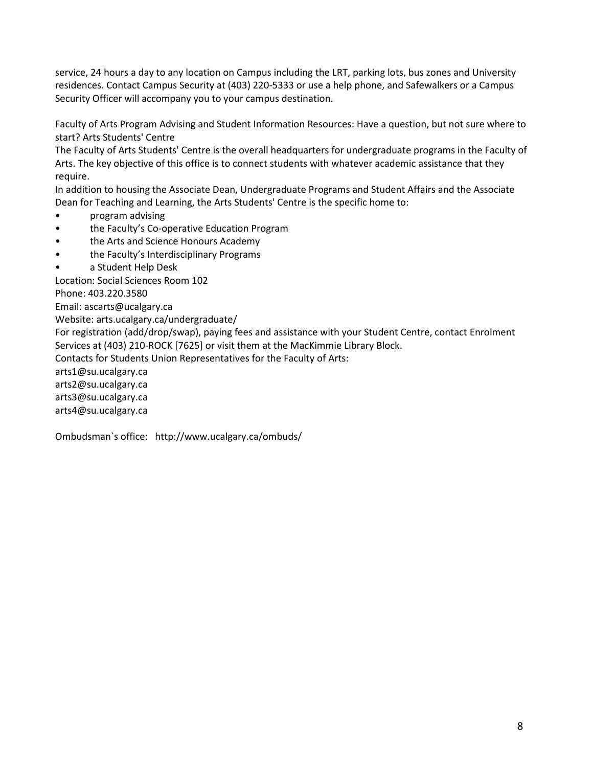service, 24 hours a day to any location on Campus including the LRT, parking lots, bus zones and University residences. Contact Campus Security at (403) 220-5333 or use a help phone, and Safewalkers or a Campus Security Officer will accompany you to your campus destination.

Faculty of Arts Program Advising and Student Information Resources: Have a question, but not sure where to start? Arts Students' Centre

The Faculty of Arts Students' Centre is the overall headquarters for undergraduate programs in the Faculty of Arts. The key objective of this office is to connect students with whatever academic assistance that they require.

In addition to housing the Associate Dean, Undergraduate Programs and Student Affairs and the Associate Dean for Teaching and Learning, the Arts Students' Centre is the specific home to:

- program advising
- the Faculty's Co-operative Education Program
- the Arts and Science Honours Academy
- the Faculty's Interdisciplinary Programs
- a Student Help Desk

Location: Social Sciences Room 102

Phone: 403.220.3580

Email: ascarts@ucalgary.ca

Website: arts.ucalgary.ca/undergraduate/

For registration (add/drop/swap), paying fees and assistance with your Student Centre, contact Enrolment Services at (403) 210-ROCK [7625] or visit them at the MacKimmie Library Block.

Contacts for Students Union Representatives for the Faculty of Arts:

arts1@su.ucalgary.ca

arts2@su.ucalgary.ca

arts3@su.ucalgary.ca

arts4@su.ucalgary.ca

Ombudsman`s office: http://www.ucalgary.ca/ombuds/